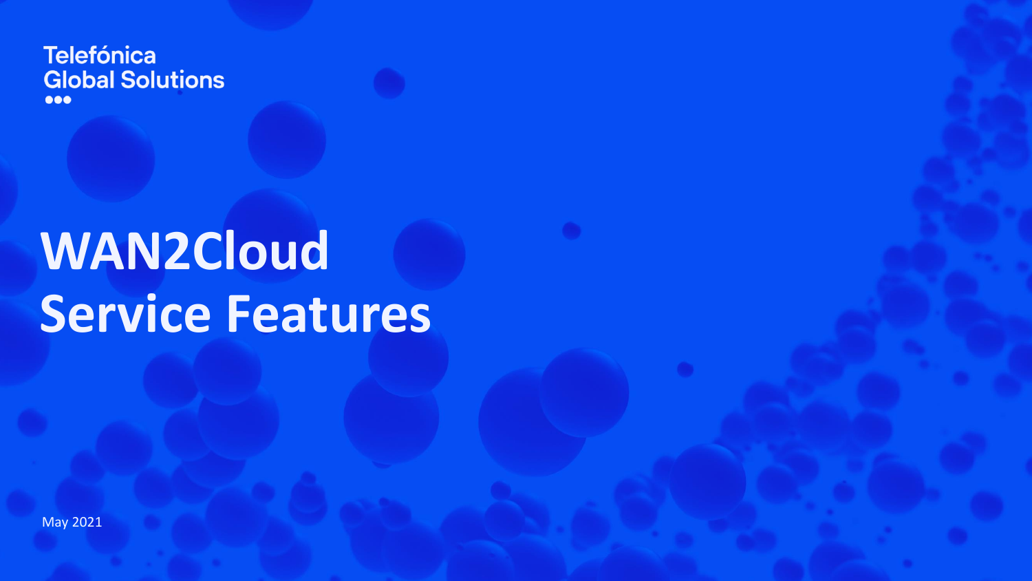Telefónica
Global Solutions

# WAN2Cloud Service Features

May 2021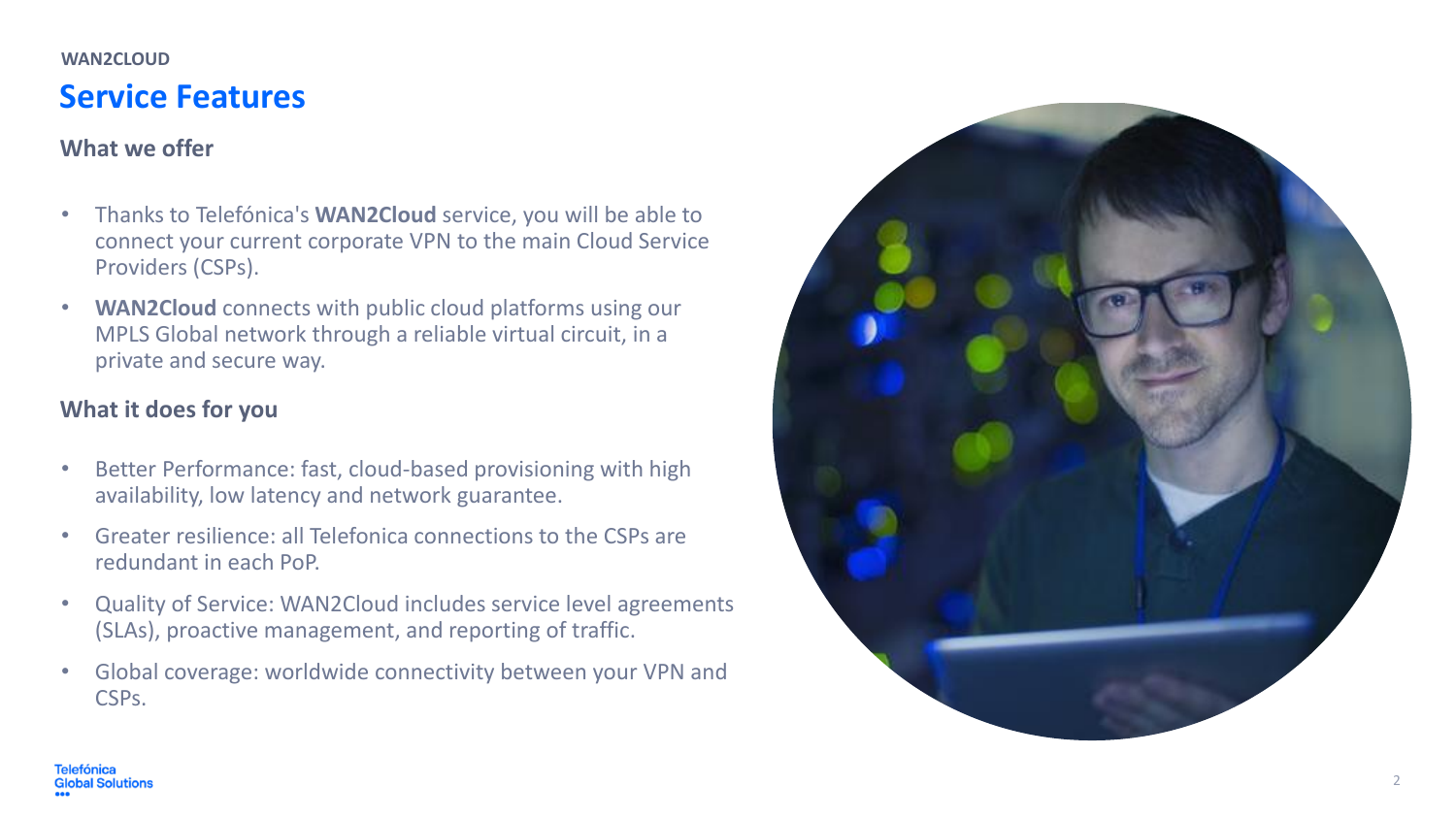WAN2CLOUD

# Service Features

## What we offer

- Thanks to Telefónica's **WAN2Cloud** service, you will be able to connect your current corporate VPN to the main Cloud Service Providers (CSPs).
- **WAN2Cloud** connects with public cloud platforms using our MPLS Global network through a reliable virtual circuit, in a private and secure way.

## What it does for you

- Better Performance: fast, cloud-based provisioning with high availability, low latency and network guarantee.
- Greater resilience: all Telefonica connections to the CSPs are redundant in each PoP.
- Quality of Service: WAN2Cloud includes service level agreements (SLAs), proactive management, and reporting of traffic.
- Global coverage: worldwide connectivity between your VPN and CSPs.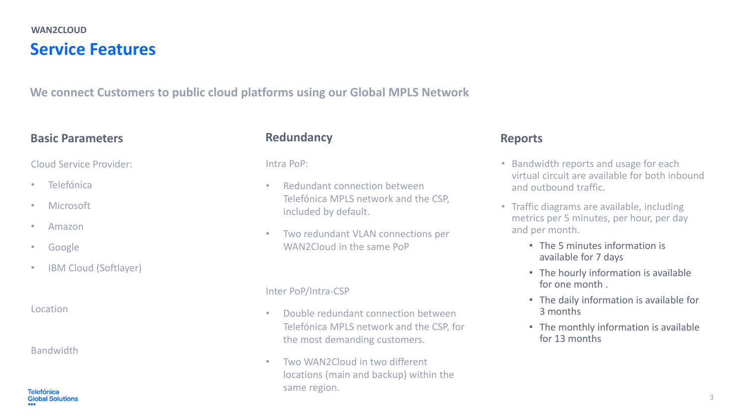WAN2CLOUD

# Service Features

## We connect Customers to public cloud platforms using our Global MPLS Network

### Basic Parameters

Cloud Service Provider:

- Telefónica
- Microsoft
- Amazon
- Google
- IBM Cloud (Softlayer)

Location

Bandwidth

### Redundancy

Intra PoP:

- Redundant connection between Telefónica MPLS network and the CSP, included by default.
- Two redundant VLAN connections per WAN2Cloud in the same PoP

Inter PoP/Intra-CSP

- Double redundant connection between Telefónica MPLS network and the CSP, for the most demanding customers.
- Two WAN2Cloud in two different locations (main and backup) within the same region.

### Reports

- Bandwidth reports and usage for each virtual circuit are available for both inbound and outbound traffic.
- Traffic diagrams are available, including metrics per 5 minutes, per hour, per day and per month.
  - The 5 minutes information is available for 7 days
  - The hourly information is available for one month .
  - The daily information is available for 3 months
  - The monthly information is available for 13 months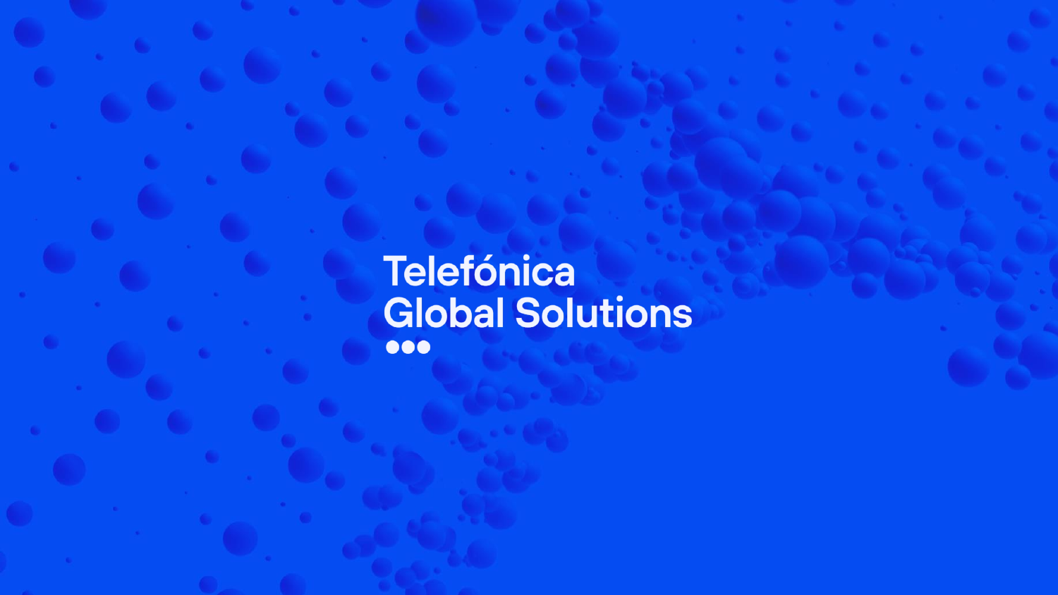Telefónica
Global Solutions